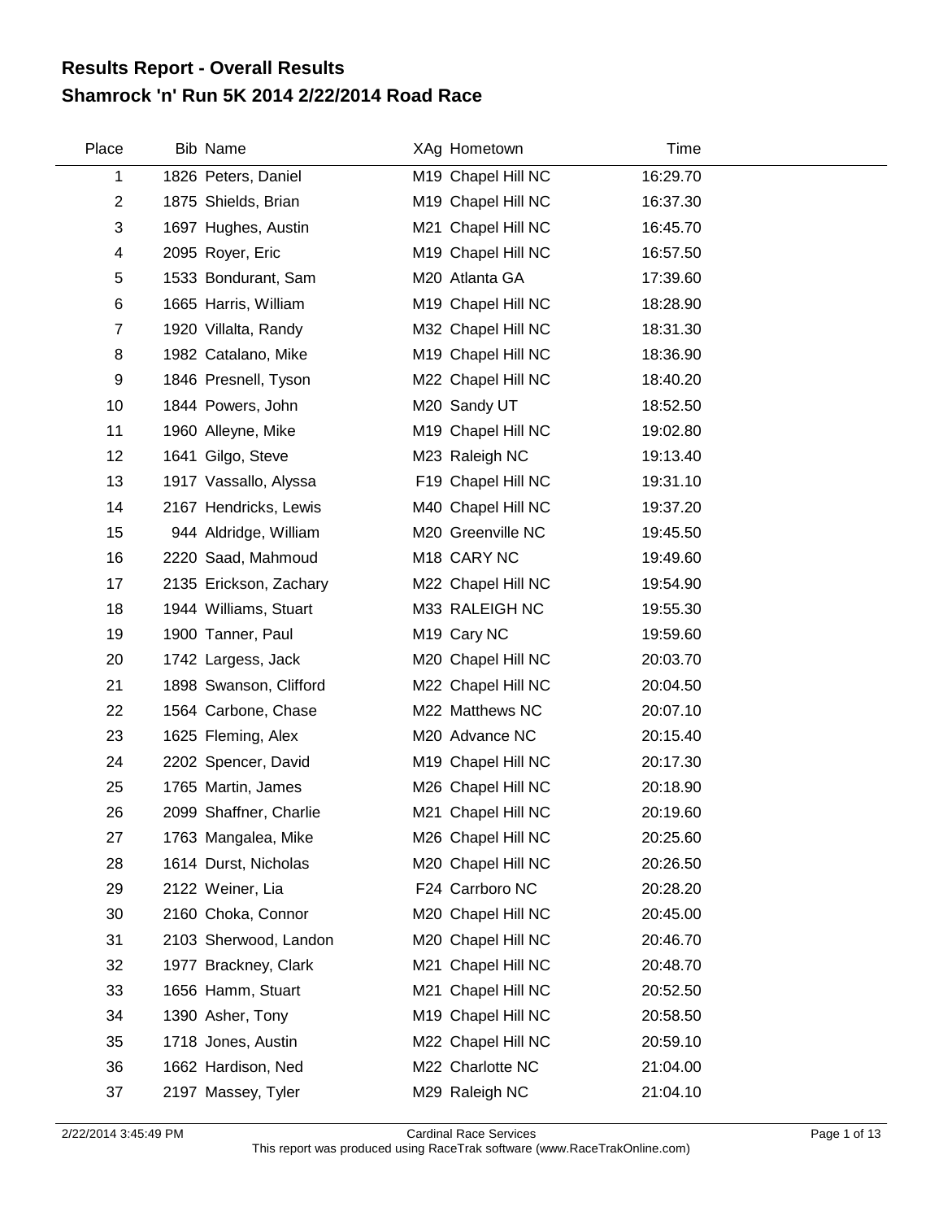# Results Report - Overall Results
## Shamrock 'n' Run 5K 2014 2/22/2014 Road Race

| Place | Bib | Name | XAg | Hometown | Time |
|---|---|---|---|---|---|
| 1 | 1826 | Peters, Daniel | M19 | Chapel Hill NC | 16:29.70 |
| 2 | 1875 | Shields, Brian | M19 | Chapel Hill NC | 16:37.30 |
| 3 | 1697 | Hughes, Austin | M21 | Chapel Hill NC | 16:45.70 |
| 4 | 2095 | Royer, Eric | M19 | Chapel Hill NC | 16:57.50 |
| 5 | 1533 | Bondurant, Sam | M20 | Atlanta GA | 17:39.60 |
| 6 | 1665 | Harris, William | M19 | Chapel Hill NC | 18:28.90 |
| 7 | 1920 | Villalta, Randy | M32 | Chapel Hill NC | 18:31.30 |
| 8 | 1982 | Catalano, Mike | M19 | Chapel Hill NC | 18:36.90 |
| 9 | 1846 | Presnell, Tyson | M22 | Chapel Hill NC | 18:40.20 |
| 10 | 1844 | Powers, John | M20 | Sandy UT | 18:52.50 |
| 11 | 1960 | Alleyne, Mike | M19 | Chapel Hill NC | 19:02.80 |
| 12 | 1641 | Gilgo, Steve | M23 | Raleigh NC | 19:13.40 |
| 13 | 1917 | Vassallo, Alyssa | F19 | Chapel Hill NC | 19:31.10 |
| 14 | 2167 | Hendricks, Lewis | M40 | Chapel Hill NC | 19:37.20 |
| 15 | 944 | Aldridge, William | M20 | Greenville NC | 19:45.50 |
| 16 | 2220 | Saad, Mahmoud | M18 | CARY NC | 19:49.60 |
| 17 | 2135 | Erickson, Zachary | M22 | Chapel Hill NC | 19:54.90 |
| 18 | 1944 | Williams, Stuart | M33 | RALEIGH NC | 19:55.30 |
| 19 | 1900 | Tanner, Paul | M19 | Cary NC | 19:59.60 |
| 20 | 1742 | Largess, Jack | M20 | Chapel Hill NC | 20:03.70 |
| 21 | 1898 | Swanson, Clifford | M22 | Chapel Hill NC | 20:04.50 |
| 22 | 1564 | Carbone, Chase | M22 | Matthews NC | 20:07.10 |
| 23 | 1625 | Fleming, Alex | M20 | Advance NC | 20:15.40 |
| 24 | 2202 | Spencer, David | M19 | Chapel Hill NC | 20:17.30 |
| 25 | 1765 | Martin, James | M26 | Chapel Hill NC | 20:18.90 |
| 26 | 2099 | Shaffner, Charlie | M21 | Chapel Hill NC | 20:19.60 |
| 27 | 1763 | Mangalea, Mike | M26 | Chapel Hill NC | 20:25.60 |
| 28 | 1614 | Durst, Nicholas | M20 | Chapel Hill NC | 20:26.50 |
| 29 | 2122 | Weiner, Lia | F24 | Carrboro NC | 20:28.20 |
| 30 | 2160 | Choka, Connor | M20 | Chapel Hill NC | 20:45.00 |
| 31 | 2103 | Sherwood, Landon | M20 | Chapel Hill NC | 20:46.70 |
| 32 | 1977 | Brackney, Clark | M21 | Chapel Hill NC | 20:48.70 |
| 33 | 1656 | Hamm, Stuart | M21 | Chapel Hill NC | 20:52.50 |
| 34 | 1390 | Asher, Tony | M19 | Chapel Hill NC | 20:58.50 |
| 35 | 1718 | Jones, Austin | M22 | Chapel Hill NC | 20:59.10 |
| 36 | 1662 | Hardison, Ned | M22 | Charlotte NC | 21:04.00 |
| 37 | 2197 | Massey, Tyler | M29 | Raleigh NC | 21:04.10 |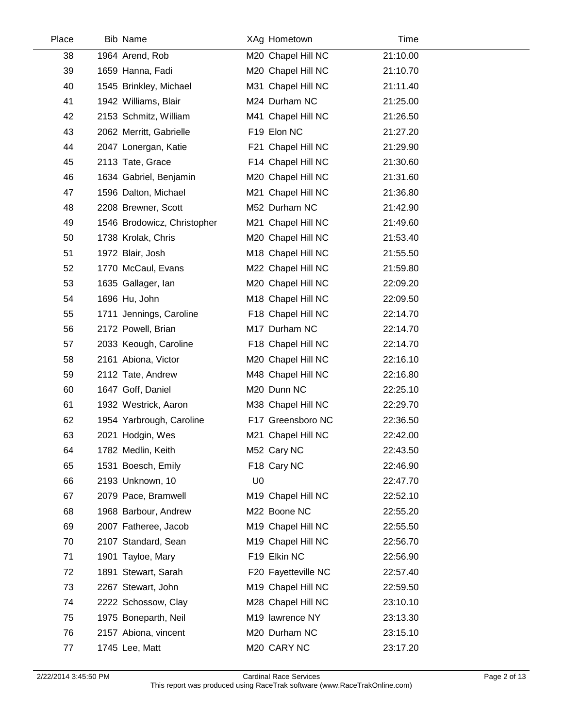| Place | Bib | Name | XAg | Hometown | Time |
|---|---|---|---|---|---|
| 38 | 1964 | Arend, Rob | M20 | Chapel Hill NC | 21:10.00 |
| 39 | 1659 | Hanna, Fadi | M20 | Chapel Hill NC | 21:10.70 |
| 40 | 1545 | Brinkley, Michael | M31 | Chapel Hill NC | 21:11.40 |
| 41 | 1942 | Williams, Blair | M24 | Durham NC | 21:25.00 |
| 42 | 2153 | Schmitz, William | M41 | Chapel Hill NC | 21:26.50 |
| 43 | 2062 | Merritt, Gabrielle | F19 | Elon NC | 21:27.20 |
| 44 | 2047 | Lonergan, Katie | F21 | Chapel Hill NC | 21:29.90 |
| 45 | 2113 | Tate, Grace | F14 | Chapel Hill NC | 21:30.60 |
| 46 | 1634 | Gabriel, Benjamin | M20 | Chapel Hill NC | 21:31.60 |
| 47 | 1596 | Dalton, Michael | M21 | Chapel Hill NC | 21:36.80 |
| 48 | 2208 | Brewner, Scott | M52 | Durham NC | 21:42.90 |
| 49 | 1546 | Brodowicz, Christopher | M21 | Chapel Hill NC | 21:49.60 |
| 50 | 1738 | Krolak, Chris | M20 | Chapel Hill NC | 21:53.40 |
| 51 | 1972 | Blair, Josh | M18 | Chapel Hill NC | 21:55.50 |
| 52 | 1770 | McCaul, Evans | M22 | Chapel Hill NC | 21:59.80 |
| 53 | 1635 | Gallager, Ian | M20 | Chapel Hill NC | 22:09.20 |
| 54 | 1696 | Hu, John | M18 | Chapel Hill NC | 22:09.50 |
| 55 | 1711 | Jennings, Caroline | F18 | Chapel Hill NC | 22:14.70 |
| 56 | 2172 | Powell, Brian | M17 | Durham NC | 22:14.70 |
| 57 | 2033 | Keough, Caroline | F18 | Chapel Hill NC | 22:14.70 |
| 58 | 2161 | Abiona, Victor | M20 | Chapel Hill NC | 22:16.10 |
| 59 | 2112 | Tate, Andrew | M48 | Chapel Hill NC | 22:16.80 |
| 60 | 1647 | Goff, Daniel | M20 | Dunn NC | 22:25.10 |
| 61 | 1932 | Westrick, Aaron | M38 | Chapel Hill NC | 22:29.70 |
| 62 | 1954 | Yarbrough, Caroline | F17 | Greensboro NC | 22:36.50 |
| 63 | 2021 | Hodgin, Wes | M21 | Chapel Hill NC | 22:42.00 |
| 64 | 1782 | Medlin, Keith | M52 | Cary NC | 22:43.50 |
| 65 | 1531 | Boesch, Emily | F18 | Cary NC | 22:46.90 |
| 66 | 2193 | Unknown, 10 | U0 | | 22:47.70 |
| 67 | 2079 | Pace, Bramwell | M19 | Chapel Hill NC | 22:52.10 |
| 68 | 1968 | Barbour, Andrew | M22 | Boone NC | 22:55.20 |
| 69 | 2007 | Fatheree, Jacob | M19 | Chapel Hill NC | 22:55.50 |
| 70 | 2107 | Standard, Sean | M19 | Chapel Hill NC | 22:56.70 |
| 71 | 1901 | Tayloe, Mary | F19 | Elkin NC | 22:56.90 |
| 72 | 1891 | Stewart, Sarah | F20 | Fayetteville NC | 22:57.40 |
| 73 | 2267 | Stewart, John | M19 | Chapel Hill NC | 22:59.50 |
| 74 | 2222 | Schossow, Clay | M28 | Chapel Hill NC | 23:10.10 |
| 75 | 1975 | Boneparth, Neil | M19 | lawrence NY | 23:13.30 |
| 76 | 2157 | Abiona, vincent | M20 | Durham NC | 23:15.10 |
| 77 | 1745 | Lee, Matt | M20 | CARY NC | 23:17.20 |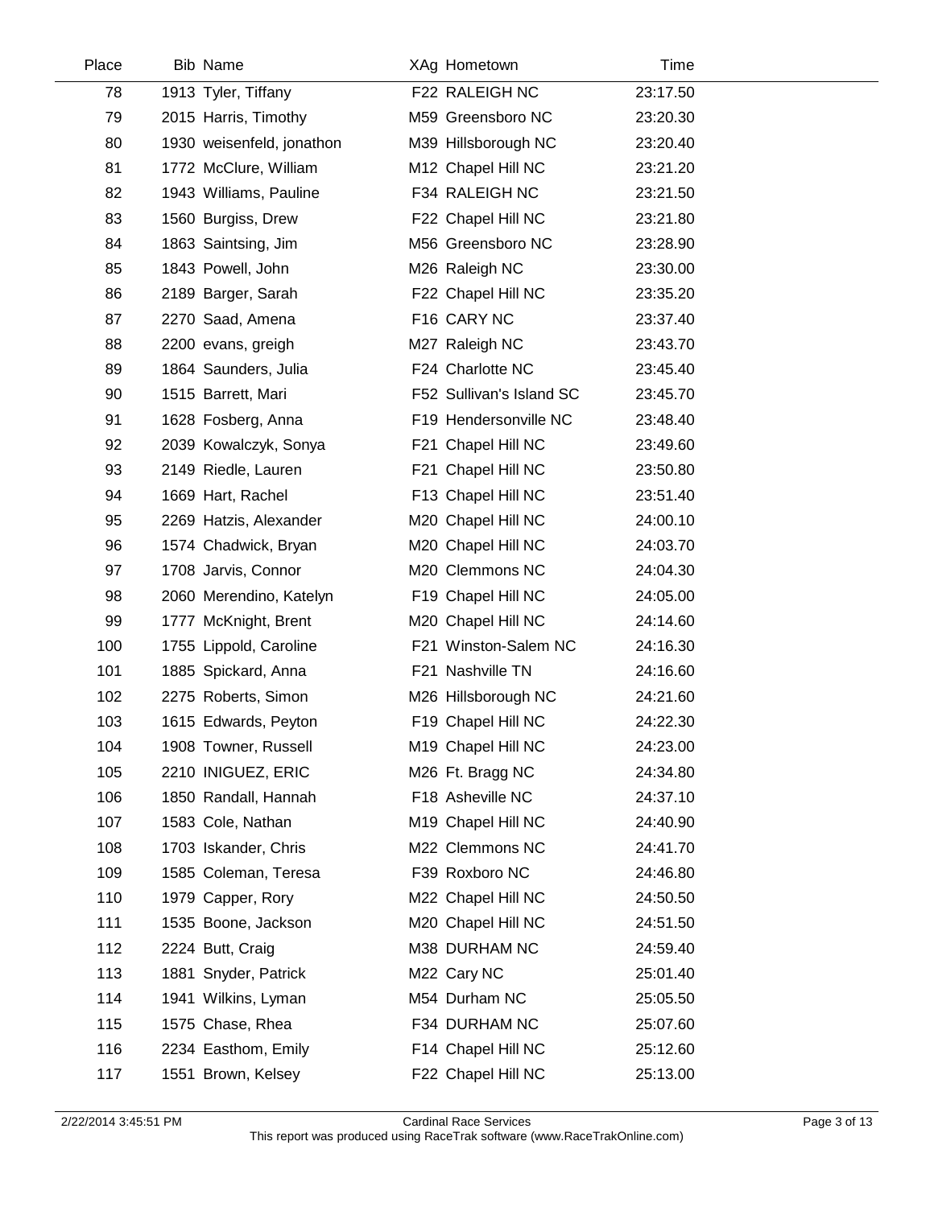| Place | Bib | Name | XAg | Hometown | Time |
|---|---|---|---|---|---|
| 78 | 1913 | Tyler, Tiffany | F22 | RALEIGH NC | 23:17.50 |
| 79 | 2015 | Harris, Timothy | M59 | Greensboro NC | 23:20.30 |
| 80 | 1930 | weisenfeld, jonathon | M39 | Hillsborough NC | 23:20.40 |
| 81 | 1772 | McClure, William | M12 | Chapel Hill NC | 23:21.20 |
| 82 | 1943 | Williams, Pauline | F34 | RALEIGH NC | 23:21.50 |
| 83 | 1560 | Burgiss, Drew | F22 | Chapel Hill NC | 23:21.80 |
| 84 | 1863 | Saintsing, Jim | M56 | Greensboro NC | 23:28.90 |
| 85 | 1843 | Powell, John | M26 | Raleigh NC | 23:30.00 |
| 86 | 2189 | Barger, Sarah | F22 | Chapel Hill NC | 23:35.20 |
| 87 | 2270 | Saad, Amena | F16 | CARY NC | 23:37.40 |
| 88 | 2200 | evans, greigh | M27 | Raleigh NC | 23:43.70 |
| 89 | 1864 | Saunders, Julia | F24 | Charlotte NC | 23:45.40 |
| 90 | 1515 | Barrett, Mari | F52 | Sullivan's Island SC | 23:45.70 |
| 91 | 1628 | Fosberg, Anna | F19 | Hendersonville NC | 23:48.40 |
| 92 | 2039 | Kowalczyk, Sonya | F21 | Chapel Hill NC | 23:49.60 |
| 93 | 2149 | Riedle, Lauren | F21 | Chapel Hill NC | 23:50.80 |
| 94 | 1669 | Hart, Rachel | F13 | Chapel Hill NC | 23:51.40 |
| 95 | 2269 | Hatzis, Alexander | M20 | Chapel Hill NC | 24:00.10 |
| 96 | 1574 | Chadwick, Bryan | M20 | Chapel Hill NC | 24:03.70 |
| 97 | 1708 | Jarvis, Connor | M20 | Clemmons NC | 24:04.30 |
| 98 | 2060 | Merendino, Katelyn | F19 | Chapel Hill NC | 24:05.00 |
| 99 | 1777 | McKnight, Brent | M20 | Chapel Hill NC | 24:14.60 |
| 100 | 1755 | Lippold, Caroline | F21 | Winston-Salem NC | 24:16.30 |
| 101 | 1885 | Spickard, Anna | F21 | Nashville TN | 24:16.60 |
| 102 | 2275 | Roberts, Simon | M26 | Hillsborough NC | 24:21.60 |
| 103 | 1615 | Edwards, Peyton | F19 | Chapel Hill NC | 24:22.30 |
| 104 | 1908 | Towner, Russell | M19 | Chapel Hill NC | 24:23.00 |
| 105 | 2210 | INIGUEZ, ERIC | M26 | Ft. Bragg NC | 24:34.80 |
| 106 | 1850 | Randall, Hannah | F18 | Asheville NC | 24:37.10 |
| 107 | 1583 | Cole, Nathan | M19 | Chapel Hill NC | 24:40.90 |
| 108 | 1703 | Iskander, Chris | M22 | Clemmons NC | 24:41.70 |
| 109 | 1585 | Coleman, Teresa | F39 | Roxboro NC | 24:46.80 |
| 110 | 1979 | Capper, Rory | M22 | Chapel Hill NC | 24:50.50 |
| 111 | 1535 | Boone, Jackson | M20 | Chapel Hill NC | 24:51.50 |
| 112 | 2224 | Butt, Craig | M38 | DURHAM NC | 24:59.40 |
| 113 | 1881 | Snyder, Patrick | M22 | Cary NC | 25:01.40 |
| 114 | 1941 | Wilkins, Lyman | M54 | Durham NC | 25:05.50 |
| 115 | 1575 | Chase, Rhea | F34 | DURHAM NC | 25:07.60 |
| 116 | 2234 | Easthom, Emily | F14 | Chapel Hill NC | 25:12.60 |
| 117 | 1551 | Brown, Kelsey | F22 | Chapel Hill NC | 25:13.00 |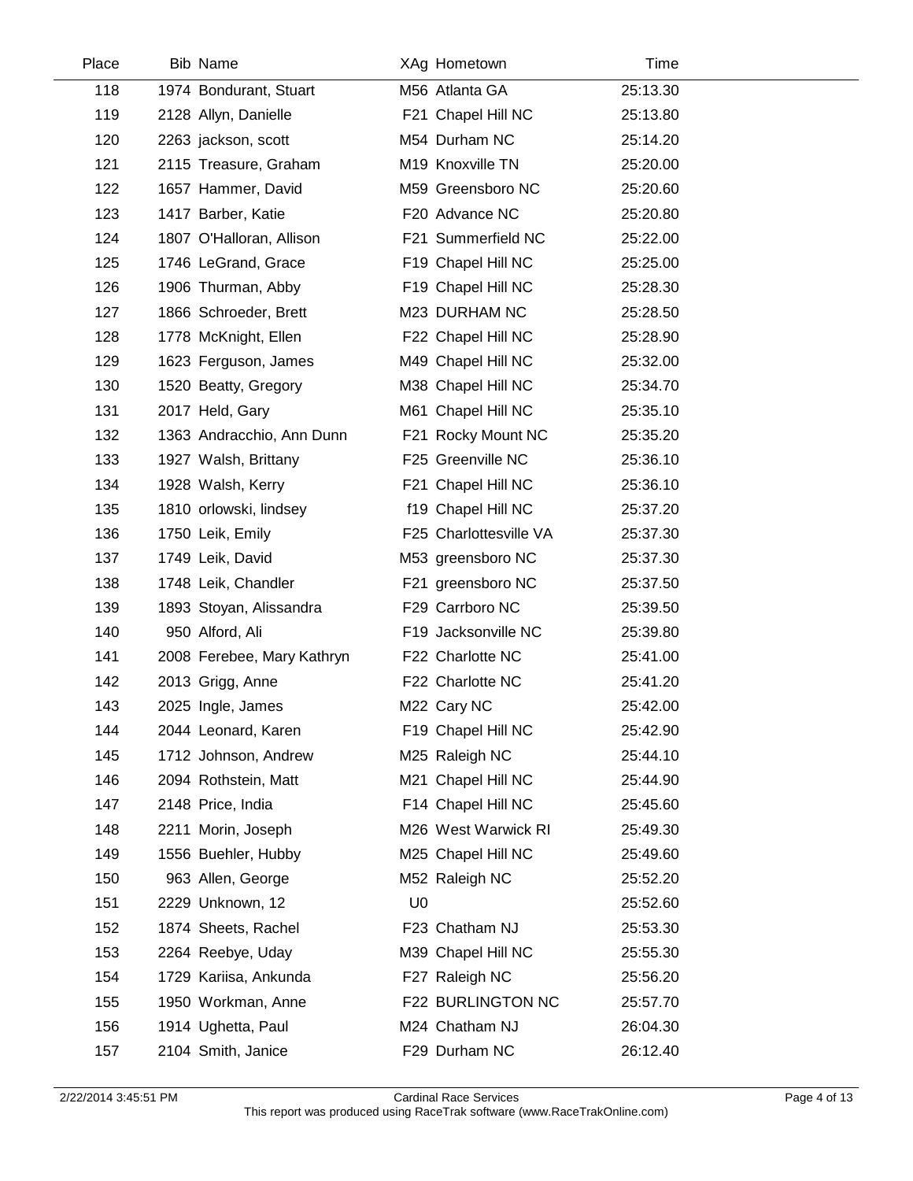| Place | Bib | Name | XAg | Hometown | Time |
|---|---|---|---|---|---|
| 118 | 1974 | Bondurant, Stuart | M56 | Atlanta GA | 25:13.30 |
| 119 | 2128 | Allyn, Danielle | F21 | Chapel Hill NC | 25:13.80 |
| 120 | 2263 | jackson, scott | M54 | Durham NC | 25:14.20 |
| 121 | 2115 | Treasure, Graham | M19 | Knoxville TN | 25:20.00 |
| 122 | 1657 | Hammer, David | M59 | Greensboro NC | 25:20.60 |
| 123 | 1417 | Barber, Katie | F20 | Advance NC | 25:20.80 |
| 124 | 1807 | O'Halloran, Allison | F21 | Summerfield NC | 25:22.00 |
| 125 | 1746 | LeGrand, Grace | F19 | Chapel Hill NC | 25:25.00 |
| 126 | 1906 | Thurman, Abby | F19 | Chapel Hill NC | 25:28.30 |
| 127 | 1866 | Schroeder, Brett | M23 | DURHAM NC | 25:28.50 |
| 128 | 1778 | McKnight, Ellen | F22 | Chapel Hill NC | 25:28.90 |
| 129 | 1623 | Ferguson, James | M49 | Chapel Hill NC | 25:32.00 |
| 130 | 1520 | Beatty, Gregory | M38 | Chapel Hill NC | 25:34.70 |
| 131 | 2017 | Held, Gary | M61 | Chapel Hill NC | 25:35.10 |
| 132 | 1363 | Andracchio, Ann Dunn | F21 | Rocky Mount NC | 25:35.20 |
| 133 | 1927 | Walsh, Brittany | F25 | Greenville NC | 25:36.10 |
| 134 | 1928 | Walsh, Kerry | F21 | Chapel Hill NC | 25:36.10 |
| 135 | 1810 | orlowski, lindsey | f19 | Chapel Hill NC | 25:37.20 |
| 136 | 1750 | Leik, Emily | F25 | Charlottesville VA | 25:37.30 |
| 137 | 1749 | Leik, David | M53 | greensboro NC | 25:37.30 |
| 138 | 1748 | Leik, Chandler | F21 | greensboro NC | 25:37.50 |
| 139 | 1893 | Stoyan, Alissandra | F29 | Carrboro NC | 25:39.50 |
| 140 | 950 | Alford, Ali | F19 | Jacksonville NC | 25:39.80 |
| 141 | 2008 | Ferebee, Mary Kathryn | F22 | Charlotte NC | 25:41.00 |
| 142 | 2013 | Grigg, Anne | F22 | Charlotte NC | 25:41.20 |
| 143 | 2025 | Ingle, James | M22 | Cary NC | 25:42.00 |
| 144 | 2044 | Leonard, Karen | F19 | Chapel Hill NC | 25:42.90 |
| 145 | 1712 | Johnson, Andrew | M25 | Raleigh NC | 25:44.10 |
| 146 | 2094 | Rothstein, Matt | M21 | Chapel Hill NC | 25:44.90 |
| 147 | 2148 | Price, India | F14 | Chapel Hill NC | 25:45.60 |
| 148 | 2211 | Morin, Joseph | M26 | West Warwick RI | 25:49.30 |
| 149 | 1556 | Buehler, Hubby | M25 | Chapel Hill NC | 25:49.60 |
| 150 | 963 | Allen, George | M52 | Raleigh NC | 25:52.20 |
| 151 | 2229 | Unknown, 12 | U0 | | 25:52.60 |
| 152 | 1874 | Sheets, Rachel | F23 | Chatham NJ | 25:53.30 |
| 153 | 2264 | Reebye, Uday | M39 | Chapel Hill NC | 25:55.30 |
| 154 | 1729 | Kariisa, Ankunda | F27 | Raleigh NC | 25:56.20 |
| 155 | 1950 | Workman, Anne | F22 | BURLINGTON NC | 25:57.70 |
| 156 | 1914 | Ughetta, Paul | M24 | Chatham NJ | 26:04.30 |
| 157 | 2104 | Smith, Janice | F29 | Durham NC | 26:12.40 |

2/22/2014 3:45:51 PM — Cardinal Race Services — This report was produced using RaceTrak software (www.RaceTrakOnline.com)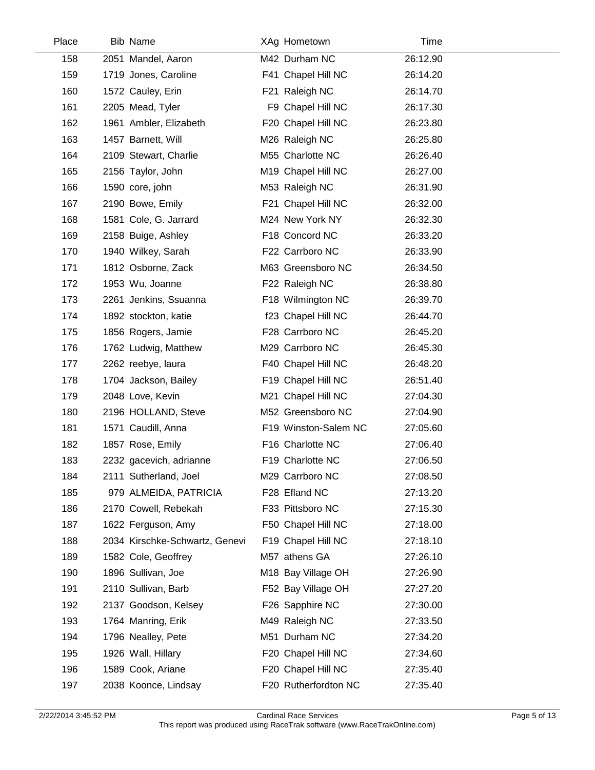| Place | Bib | Name | XAg | Hometown | Time |
|---|---|---|---|---|---|
| 158 | 2051 | Mandel, Aaron | M42 | Durham NC | 26:12.90 |
| 159 | 1719 | Jones, Caroline | F41 | Chapel Hill NC | 26:14.20 |
| 160 | 1572 | Cauley, Erin | F21 | Raleigh NC | 26:14.70 |
| 161 | 2205 | Mead, Tyler | F9 | Chapel Hill NC | 26:17.30 |
| 162 | 1961 | Ambler, Elizabeth | F20 | Chapel Hill NC | 26:23.80 |
| 163 | 1457 | Barnett, Will | M26 | Raleigh NC | 26:25.80 |
| 164 | 2109 | Stewart, Charlie | M55 | Charlotte NC | 26:26.40 |
| 165 | 2156 | Taylor, John | M19 | Chapel Hill NC | 26:27.00 |
| 166 | 1590 | core, john | M53 | Raleigh NC | 26:31.90 |
| 167 | 2190 | Bowe, Emily | F21 | Chapel Hill NC | 26:32.00 |
| 168 | 1581 | Cole, G. Jarrard | M24 | New York NY | 26:32.30 |
| 169 | 2158 | Buige, Ashley | F18 | Concord NC | 26:33.20 |
| 170 | 1940 | Wilkey, Sarah | F22 | Carrboro NC | 26:33.90 |
| 171 | 1812 | Osborne, Zack | M63 | Greensboro NC | 26:34.50 |
| 172 | 1953 | Wu, Joanne | F22 | Raleigh NC | 26:38.80 |
| 173 | 2261 | Jenkins, Ssuanna | F18 | Wilmington NC | 26:39.70 |
| 174 | 1892 | stockton, katie | f23 | Chapel Hill NC | 26:44.70 |
| 175 | 1856 | Rogers, Jamie | F28 | Carrboro NC | 26:45.20 |
| 176 | 1762 | Ludwig, Matthew | M29 | Carrboro NC | 26:45.30 |
| 177 | 2262 | reebye, laura | F40 | Chapel Hill NC | 26:48.20 |
| 178 | 1704 | Jackson, Bailey | F19 | Chapel Hill NC | 26:51.40 |
| 179 | 2048 | Love, Kevin | M21 | Chapel Hill NC | 27:04.30 |
| 180 | 2196 | HOLLAND, Steve | M52 | Greensboro NC | 27:04.90 |
| 181 | 1571 | Caudill, Anna | F19 | Winston-Salem NC | 27:05.60 |
| 182 | 1857 | Rose, Emily | F16 | Charlotte NC | 27:06.40 |
| 183 | 2232 | gacevich, adrianne | F19 | Charlotte NC | 27:06.50 |
| 184 | 2111 | Sutherland, Joel | M29 | Carrboro NC | 27:08.50 |
| 185 | 979 | ALMEIDA, PATRICIA | F28 | Efland NC | 27:13.20 |
| 186 | 2170 | Cowell, Rebekah | F33 | Pittsboro NC | 27:15.30 |
| 187 | 1622 | Ferguson, Amy | F50 | Chapel Hill NC | 27:18.00 |
| 188 | 2034 | Kirschke-Schwartz, Genevi | F19 | Chapel Hill NC | 27:18.10 |
| 189 | 1582 | Cole, Geoffrey | M57 | athens GA | 27:26.10 |
| 190 | 1896 | Sullivan, Joe | M18 | Bay Village OH | 27:26.90 |
| 191 | 2110 | Sullivan, Barb | F52 | Bay Village OH | 27:27.20 |
| 192 | 2137 | Goodson, Kelsey | F26 | Sapphire NC | 27:30.00 |
| 193 | 1764 | Manring, Erik | M49 | Raleigh NC | 27:33.50 |
| 194 | 1796 | Nealley, Pete | M51 | Durham NC | 27:34.20 |
| 195 | 1926 | Wall, Hillary | F20 | Chapel Hill NC | 27:34.60 |
| 196 | 1589 | Cook, Ariane | F20 | Chapel Hill NC | 27:35.40 |
| 197 | 2038 | Koonce, Lindsay | F20 | Rutherfordton NC | 27:35.40 |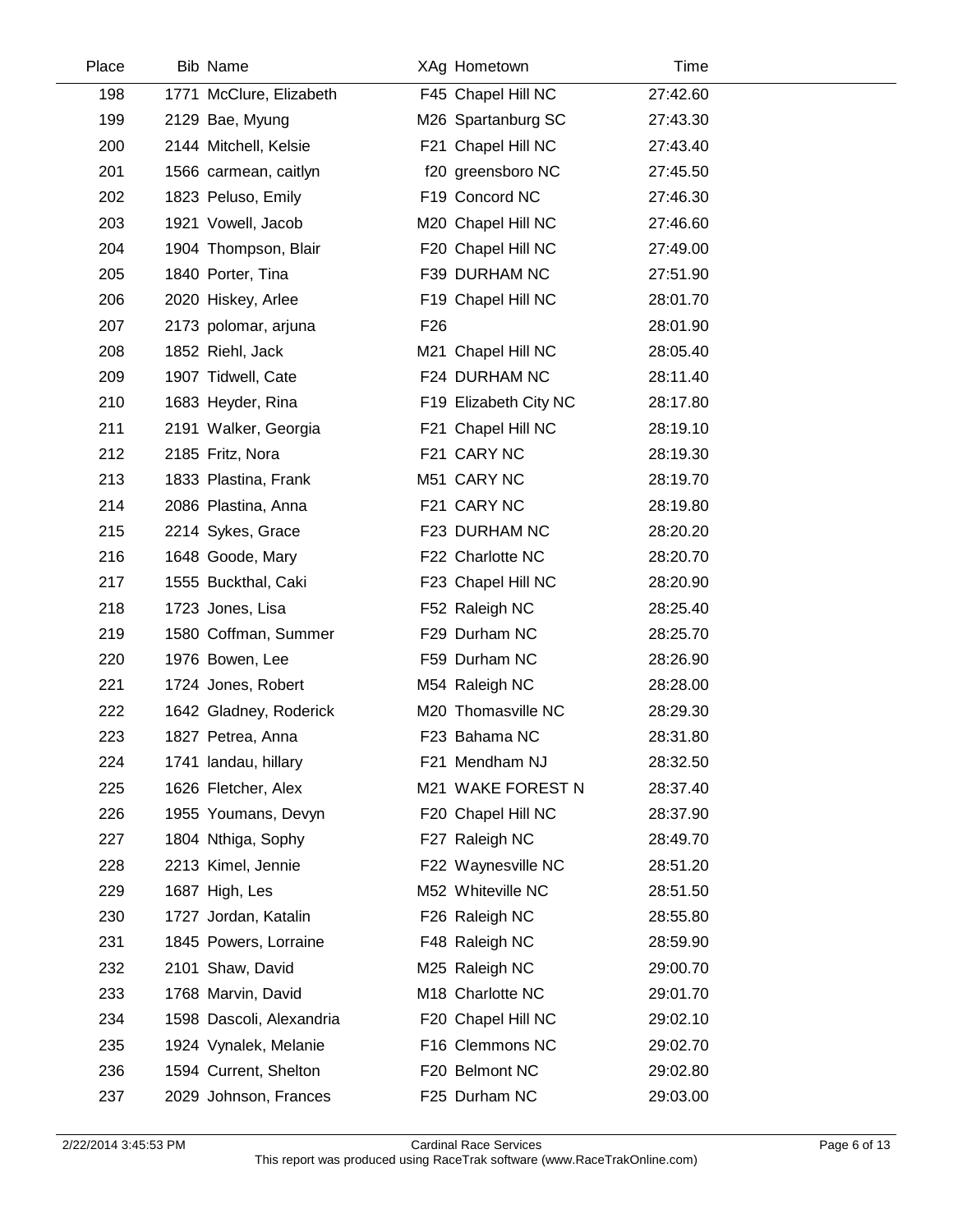| Place | Bib | Name | XAg | Hometown | Time |
|---|---|---|---|---|---|
| 198 | 1771 | McClure, Elizabeth | F45 | Chapel Hill NC | 27:42.60 |
| 199 | 2129 | Bae, Myung | M26 | Spartanburg SC | 27:43.30 |
| 200 | 2144 | Mitchell, Kelsie | F21 | Chapel Hill NC | 27:43.40 |
| 201 | 1566 | carmean, caitlyn | f20 | greensboro NC | 27:45.50 |
| 202 | 1823 | Peluso, Emily | F19 | Concord NC | 27:46.30 |
| 203 | 1921 | Vowell, Jacob | M20 | Chapel Hill NC | 27:46.60 |
| 204 | 1904 | Thompson, Blair | F20 | Chapel Hill NC | 27:49.00 |
| 205 | 1840 | Porter, Tina | F39 | DURHAM NC | 27:51.90 |
| 206 | 2020 | Hiskey, Arlee | F19 | Chapel Hill NC | 28:01.70 |
| 207 | 2173 | polomar, arjuna | F26 | | 28:01.90 |
| 208 | 1852 | Riehl, Jack | M21 | Chapel Hill NC | 28:05.40 |
| 209 | 1907 | Tidwell, Cate | F24 | DURHAM NC | 28:11.40 |
| 210 | 1683 | Heyder, Rina | F19 | Elizabeth City NC | 28:17.80 |
| 211 | 2191 | Walker, Georgia | F21 | Chapel Hill NC | 28:19.10 |
| 212 | 2185 | Fritz, Nora | F21 | CARY NC | 28:19.30 |
| 213 | 1833 | Plastina, Frank | M51 | CARY NC | 28:19.70 |
| 214 | 2086 | Plastina, Anna | F21 | CARY NC | 28:19.80 |
| 215 | 2214 | Sykes, Grace | F23 | DURHAM NC | 28:20.20 |
| 216 | 1648 | Goode, Mary | F22 | Charlotte NC | 28:20.70 |
| 217 | 1555 | Buckthal, Caki | F23 | Chapel Hill NC | 28:20.90 |
| 218 | 1723 | Jones, Lisa | F52 | Raleigh NC | 28:25.40 |
| 219 | 1580 | Coffman, Summer | F29 | Durham NC | 28:25.70 |
| 220 | 1976 | Bowen, Lee | F59 | Durham NC | 28:26.90 |
| 221 | 1724 | Jones, Robert | M54 | Raleigh NC | 28:28.00 |
| 222 | 1642 | Gladney, Roderick | M20 | Thomasville NC | 28:29.30 |
| 223 | 1827 | Petrea, Anna | F23 | Bahama NC | 28:31.80 |
| 224 | 1741 | landau, hillary | F21 | Mendham NJ | 28:32.50 |
| 225 | 1626 | Fletcher, Alex | M21 | WAKE FOREST N | 28:37.40 |
| 226 | 1955 | Youmans, Devyn | F20 | Chapel Hill NC | 28:37.90 |
| 227 | 1804 | Nthiga, Sophy | F27 | Raleigh NC | 28:49.70 |
| 228 | 2213 | Kimel, Jennie | F22 | Waynesville NC | 28:51.20 |
| 229 | 1687 | High, Les | M52 | Whiteville NC | 28:51.50 |
| 230 | 1727 | Jordan, Katalin | F26 | Raleigh NC | 28:55.80 |
| 231 | 1845 | Powers, Lorraine | F48 | Raleigh NC | 28:59.90 |
| 232 | 2101 | Shaw, David | M25 | Raleigh NC | 29:00.70 |
| 233 | 1768 | Marvin, David | M18 | Charlotte NC | 29:01.70 |
| 234 | 1598 | Dascoli, Alexandria | F20 | Chapel Hill NC | 29:02.10 |
| 235 | 1924 | Vynalek, Melanie | F16 | Clemmons NC | 29:02.70 |
| 236 | 1594 | Current, Shelton | F20 | Belmont NC | 29:02.80 |
| 237 | 2029 | Johnson, Frances | F25 | Durham NC | 29:03.00 |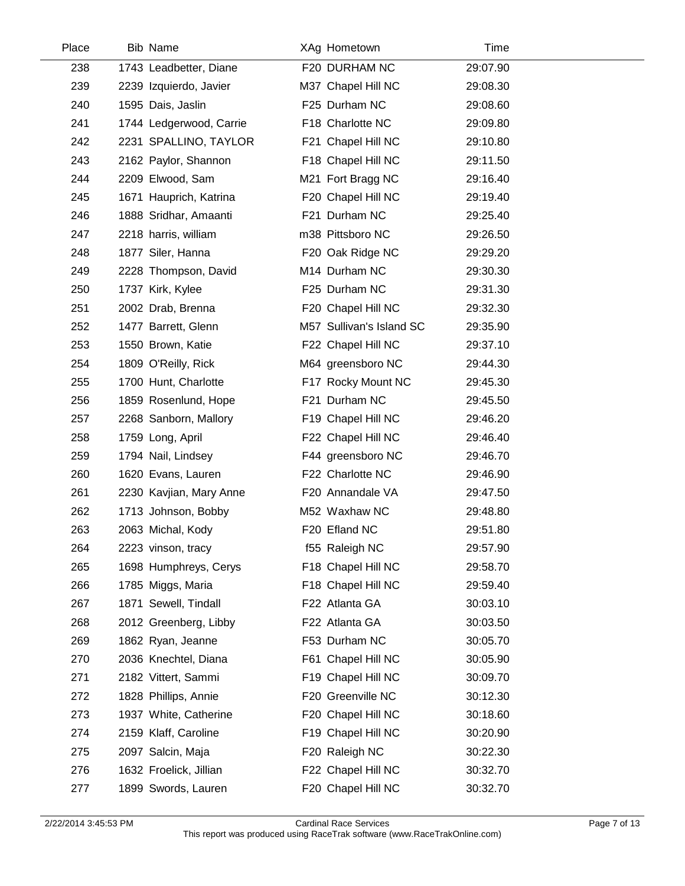| Place | Bib | Name | XAg | Hometown | Time |
|---|---|---|---|---|---|
| 238 | 1743 | Leadbetter, Diane | F20 | DURHAM NC | 29:07.90 |
| 239 | 2239 | Izquierdo, Javier | M37 | Chapel Hill NC | 29:08.30 |
| 240 | 1595 | Dais, Jaslin | F25 | Durham NC | 29:08.60 |
| 241 | 1744 | Ledgerwood, Carrie | F18 | Charlotte NC | 29:09.80 |
| 242 | 2231 | SPALLINO, TAYLOR | F21 | Chapel Hill NC | 29:10.80 |
| 243 | 2162 | Paylor, Shannon | F18 | Chapel Hill NC | 29:11.50 |
| 244 | 2209 | Elwood, Sam | M21 | Fort Bragg NC | 29:16.40 |
| 245 | 1671 | Hauprich, Katrina | F20 | Chapel Hill NC | 29:19.40 |
| 246 | 1888 | Sridhar, Amaanti | F21 | Durham NC | 29:25.40 |
| 247 | 2218 | harris, william | m38 | Pittsboro NC | 29:26.50 |
| 248 | 1877 | Siler, Hanna | F20 | Oak Ridge NC | 29:29.20 |
| 249 | 2228 | Thompson, David | M14 | Durham NC | 29:30.30 |
| 250 | 1737 | Kirk, Kylee | F25 | Durham NC | 29:31.30 |
| 251 | 2002 | Drab, Brenna | F20 | Chapel Hill NC | 29:32.30 |
| 252 | 1477 | Barrett, Glenn | M57 | Sullivan's Island SC | 29:35.90 |
| 253 | 1550 | Brown, Katie | F22 | Chapel Hill NC | 29:37.10 |
| 254 | 1809 | O'Reilly, Rick | M64 | greensboro NC | 29:44.30 |
| 255 | 1700 | Hunt, Charlotte | F17 | Rocky Mount NC | 29:45.30 |
| 256 | 1859 | Rosenlund, Hope | F21 | Durham NC | 29:45.50 |
| 257 | 2268 | Sanborn, Mallory | F19 | Chapel Hill NC | 29:46.20 |
| 258 | 1759 | Long, April | F22 | Chapel Hill NC | 29:46.40 |
| 259 | 1794 | Nail, Lindsey | F44 | greensboro NC | 29:46.70 |
| 260 | 1620 | Evans, Lauren | F22 | Charlotte NC | 29:46.90 |
| 261 | 2230 | Kavjian, Mary Anne | F20 | Annandale VA | 29:47.50 |
| 262 | 1713 | Johnson, Bobby | M52 | Waxhaw NC | 29:48.80 |
| 263 | 2063 | Michal, Kody | F20 | Efland NC | 29:51.80 |
| 264 | 2223 | vinson, tracy | f55 | Raleigh NC | 29:57.90 |
| 265 | 1698 | Humphreys, Cerys | F18 | Chapel Hill NC | 29:58.70 |
| 266 | 1785 | Miggs, Maria | F18 | Chapel Hill NC | 29:59.40 |
| 267 | 1871 | Sewell, Tindall | F22 | Atlanta GA | 30:03.10 |
| 268 | 2012 | Greenberg, Libby | F22 | Atlanta GA | 30:03.50 |
| 269 | 1862 | Ryan, Jeanne | F53 | Durham NC | 30:05.70 |
| 270 | 2036 | Knechtel, Diana | F61 | Chapel Hill NC | 30:05.90 |
| 271 | 2182 | Vittert, Sammi | F19 | Chapel Hill NC | 30:09.70 |
| 272 | 1828 | Phillips, Annie | F20 | Greenville NC | 30:12.30 |
| 273 | 1937 | White, Catherine | F20 | Chapel Hill NC | 30:18.60 |
| 274 | 2159 | Klaff, Caroline | F19 | Chapel Hill NC | 30:20.90 |
| 275 | 2097 | Salcin, Maja | F20 | Raleigh NC | 30:22.30 |
| 276 | 1632 | Froelick, Jillian | F22 | Chapel Hill NC | 30:32.70 |
| 277 | 1899 | Swords, Lauren | F20 | Chapel Hill NC | 30:32.70 |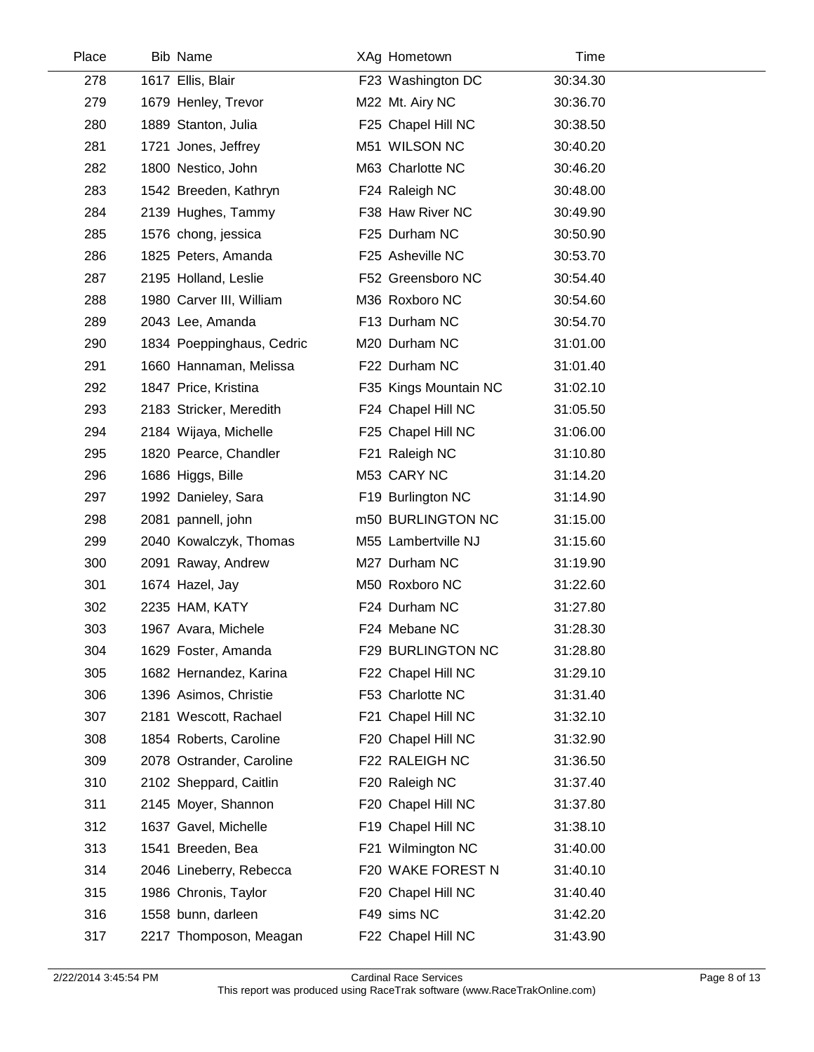| Place | Bib | Name | XAg | Hometown | Time |
|---|---|---|---|---|---|
| 278 | 1617 | Ellis, Blair | F23 | Washington DC | 30:34.30 |
| 279 | 1679 | Henley, Trevor | M22 | Mt. Airy NC | 30:36.70 |
| 280 | 1889 | Stanton, Julia | F25 | Chapel Hill NC | 30:38.50 |
| 281 | 1721 | Jones, Jeffrey | M51 | WILSON NC | 30:40.20 |
| 282 | 1800 | Nestico, John | M63 | Charlotte NC | 30:46.20 |
| 283 | 1542 | Breeden, Kathryn | F24 | Raleigh NC | 30:48.00 |
| 284 | 2139 | Hughes, Tammy | F38 | Haw River NC | 30:49.90 |
| 285 | 1576 | chong, jessica | F25 | Durham NC | 30:50.90 |
| 286 | 1825 | Peters, Amanda | F25 | Asheville NC | 30:53.70 |
| 287 | 2195 | Holland, Leslie | F52 | Greensboro NC | 30:54.40 |
| 288 | 1980 | Carver III, William | M36 | Roxboro NC | 30:54.60 |
| 289 | 2043 | Lee, Amanda | F13 | Durham NC | 30:54.70 |
| 290 | 1834 | Poeppinghaus, Cedric | M20 | Durham NC | 31:01.00 |
| 291 | 1660 | Hannaman, Melissa | F22 | Durham NC | 31:01.40 |
| 292 | 1847 | Price, Kristina | F35 | Kings Mountain NC | 31:02.10 |
| 293 | 2183 | Stricker, Meredith | F24 | Chapel Hill NC | 31:05.50 |
| 294 | 2184 | Wijaya, Michelle | F25 | Chapel Hill NC | 31:06.00 |
| 295 | 1820 | Pearce, Chandler | F21 | Raleigh NC | 31:10.80 |
| 296 | 1686 | Higgs, Bille | M53 | CARY NC | 31:14.20 |
| 297 | 1992 | Danieley, Sara | F19 | Burlington NC | 31:14.90 |
| 298 | 2081 | pannell, john | m50 | BURLINGTON NC | 31:15.00 |
| 299 | 2040 | Kowalczyk, Thomas | M55 | Lambertville NJ | 31:15.60 |
| 300 | 2091 | Raway, Andrew | M27 | Durham NC | 31:19.90 |
| 301 | 1674 | Hazel, Jay | M50 | Roxboro NC | 31:22.60 |
| 302 | 2235 | HAM, KATY | F24 | Durham NC | 31:27.80 |
| 303 | 1967 | Avara, Michele | F24 | Mebane NC | 31:28.30 |
| 304 | 1629 | Foster, Amanda | F29 | BURLINGTON NC | 31:28.80 |
| 305 | 1682 | Hernandez, Karina | F22 | Chapel Hill NC | 31:29.10 |
| 306 | 1396 | Asimos, Christie | F53 | Charlotte NC | 31:31.40 |
| 307 | 2181 | Wescott, Rachael | F21 | Chapel Hill NC | 31:32.10 |
| 308 | 1854 | Roberts, Caroline | F20 | Chapel Hill NC | 31:32.90 |
| 309 | 2078 | Ostrander, Caroline | F22 | RALEIGH NC | 31:36.50 |
| 310 | 2102 | Sheppard, Caitlin | F20 | Raleigh NC | 31:37.40 |
| 311 | 2145 | Moyer, Shannon | F20 | Chapel Hill NC | 31:37.80 |
| 312 | 1637 | Gavel, Michelle | F19 | Chapel Hill NC | 31:38.10 |
| 313 | 1541 | Breeden, Bea | F21 | Wilmington NC | 31:40.00 |
| 314 | 2046 | Lineberry, Rebecca | F20 | WAKE FOREST N | 31:40.10 |
| 315 | 1986 | Chronis, Taylor | F20 | Chapel Hill NC | 31:40.40 |
| 316 | 1558 | bunn, darleen | F49 | sims NC | 31:42.20 |
| 317 | 2217 | Thomposon, Meagan | F22 | Chapel Hill NC | 31:43.90 |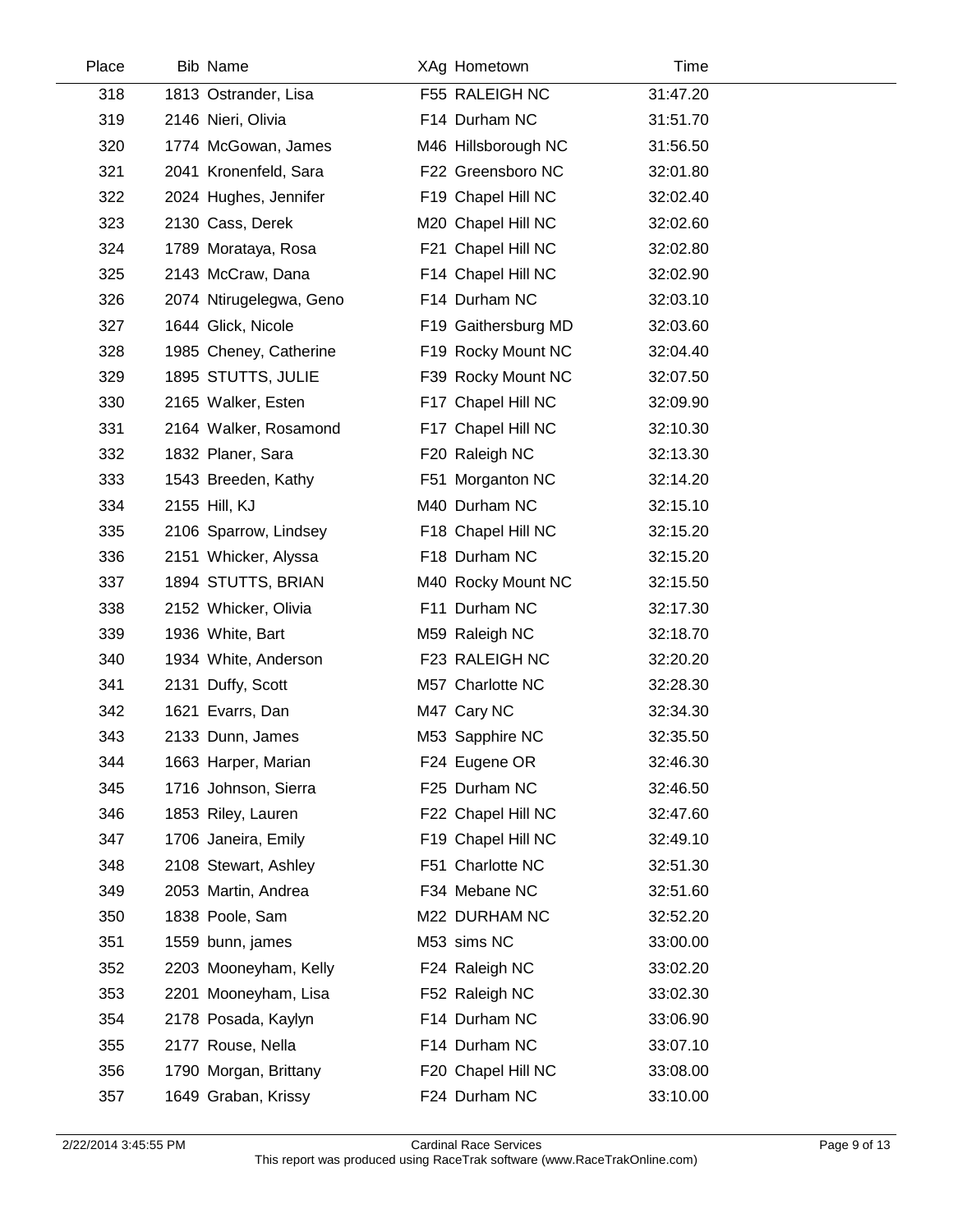| Place | Bib | Name | XAg | Hometown | Time |
|---|---|---|---|---|---|
| 318 | 1813 | Ostrander, Lisa | F55 | RALEIGH NC | 31:47.20 |
| 319 | 2146 | Nieri, Olivia | F14 | Durham NC | 31:51.70 |
| 320 | 1774 | McGowan, James | M46 | Hillsborough NC | 31:56.50 |
| 321 | 2041 | Kronenfeld, Sara | F22 | Greensboro NC | 32:01.80 |
| 322 | 2024 | Hughes, Jennifer | F19 | Chapel Hill NC | 32:02.40 |
| 323 | 2130 | Cass, Derek | M20 | Chapel Hill NC | 32:02.60 |
| 324 | 1789 | Morataya, Rosa | F21 | Chapel Hill NC | 32:02.80 |
| 325 | 2143 | McCraw, Dana | F14 | Chapel Hill NC | 32:02.90 |
| 326 | 2074 | Ntirugelegwa, Geno | F14 | Durham NC | 32:03.10 |
| 327 | 1644 | Glick, Nicole | F19 | Gaithersburg MD | 32:03.60 |
| 328 | 1985 | Cheney, Catherine | F19 | Rocky Mount NC | 32:04.40 |
| 329 | 1895 | STUTTS, JULIE | F39 | Rocky Mount NC | 32:07.50 |
| 330 | 2165 | Walker, Esten | F17 | Chapel Hill NC | 32:09.90 |
| 331 | 2164 | Walker, Rosamond | F17 | Chapel Hill NC | 32:10.30 |
| 332 | 1832 | Planer, Sara | F20 | Raleigh NC | 32:13.30 |
| 333 | 1543 | Breeden, Kathy | F51 | Morganton NC | 32:14.20 |
| 334 | 2155 | Hill, KJ | M40 | Durham NC | 32:15.10 |
| 335 | 2106 | Sparrow, Lindsey | F18 | Chapel Hill NC | 32:15.20 |
| 336 | 2151 | Whicker, Alyssa | F18 | Durham NC | 32:15.20 |
| 337 | 1894 | STUTTS, BRIAN | M40 | Rocky Mount NC | 32:15.50 |
| 338 | 2152 | Whicker, Olivia | F11 | Durham NC | 32:17.30 |
| 339 | 1936 | White, Bart | M59 | Raleigh NC | 32:18.70 |
| 340 | 1934 | White, Anderson | F23 | RALEIGH NC | 32:20.20 |
| 341 | 2131 | Duffy, Scott | M57 | Charlotte NC | 32:28.30 |
| 342 | 1621 | Evarrs, Dan | M47 | Cary NC | 32:34.30 |
| 343 | 2133 | Dunn, James | M53 | Sapphire NC | 32:35.50 |
| 344 | 1663 | Harper, Marian | F24 | Eugene OR | 32:46.30 |
| 345 | 1716 | Johnson, Sierra | F25 | Durham NC | 32:46.50 |
| 346 | 1853 | Riley, Lauren | F22 | Chapel Hill NC | 32:47.60 |
| 347 | 1706 | Janeira, Emily | F19 | Chapel Hill NC | 32:49.10 |
| 348 | 2108 | Stewart, Ashley | F51 | Charlotte NC | 32:51.30 |
| 349 | 2053 | Martin, Andrea | F34 | Mebane NC | 32:51.60 |
| 350 | 1838 | Poole, Sam | M22 | DURHAM NC | 32:52.20 |
| 351 | 1559 | bunn, james | M53 | sims NC | 33:00.00 |
| 352 | 2203 | Mooneyham, Kelly | F24 | Raleigh NC | 33:02.20 |
| 353 | 2201 | Mooneyham, Lisa | F52 | Raleigh NC | 33:02.30 |
| 354 | 2178 | Posada, Kaylyn | F14 | Durham NC | 33:06.90 |
| 355 | 2177 | Rouse, Nella | F14 | Durham NC | 33:07.10 |
| 356 | 1790 | Morgan, Brittany | F20 | Chapel Hill NC | 33:08.00 |
| 357 | 1649 | Graban, Krissy | F24 | Durham NC | 33:10.00 |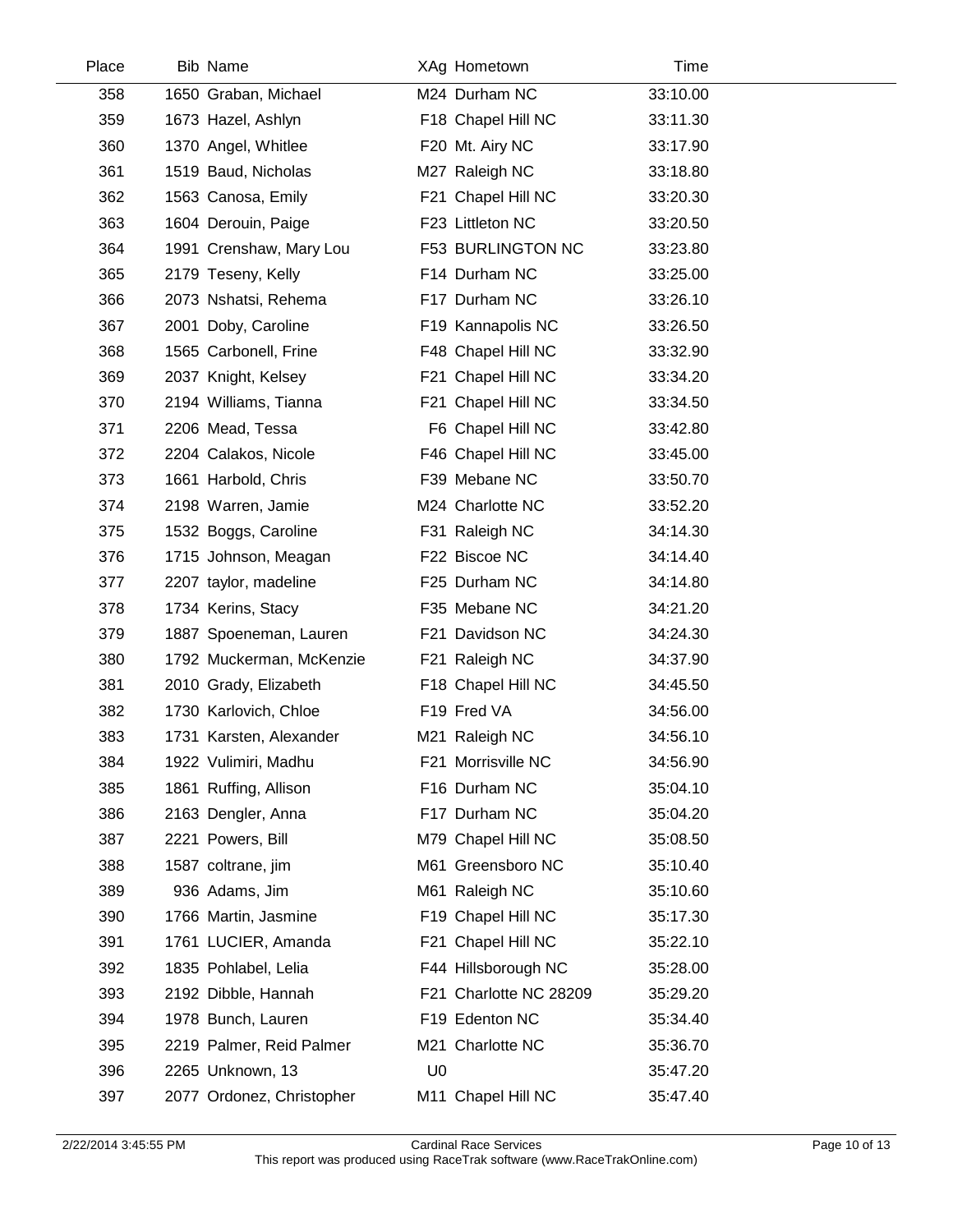| Place | Bib | Name | XAg | Hometown | Time |
|---|---|---|---|---|---|
| 358 | 1650 | Graban, Michael | M24 | Durham NC | 33:10.00 |
| 359 | 1673 | Hazel, Ashlyn | F18 | Chapel Hill NC | 33:11.30 |
| 360 | 1370 | Angel, Whitlee | F20 | Mt. Airy NC | 33:17.90 |
| 361 | 1519 | Baud, Nicholas | M27 | Raleigh NC | 33:18.80 |
| 362 | 1563 | Canosa, Emily | F21 | Chapel Hill NC | 33:20.30 |
| 363 | 1604 | Derouin, Paige | F23 | Littleton NC | 33:20.50 |
| 364 | 1991 | Crenshaw, Mary Lou | F53 | BURLINGTON NC | 33:23.80 |
| 365 | 2179 | Teseny, Kelly | F14 | Durham NC | 33:25.00 |
| 366 | 2073 | Nshatsi, Rehema | F17 | Durham NC | 33:26.10 |
| 367 | 2001 | Doby, Caroline | F19 | Kannapolis NC | 33:26.50 |
| 368 | 1565 | Carbonell, Frine | F48 | Chapel Hill NC | 33:32.90 |
| 369 | 2037 | Knight, Kelsey | F21 | Chapel Hill NC | 33:34.20 |
| 370 | 2194 | Williams, Tianna | F21 | Chapel Hill NC | 33:34.50 |
| 371 | 2206 | Mead, Tessa | F6 | Chapel Hill NC | 33:42.80 |
| 372 | 2204 | Calakos, Nicole | F46 | Chapel Hill NC | 33:45.00 |
| 373 | 1661 | Harbold, Chris | F39 | Mebane NC | 33:50.70 |
| 374 | 2198 | Warren, Jamie | M24 | Charlotte NC | 33:52.20 |
| 375 | 1532 | Boggs, Caroline | F31 | Raleigh NC | 34:14.30 |
| 376 | 1715 | Johnson, Meagan | F22 | Biscoe NC | 34:14.40 |
| 377 | 2207 | taylor, madeline | F25 | Durham NC | 34:14.80 |
| 378 | 1734 | Kerins, Stacy | F35 | Mebane NC | 34:21.20 |
| 379 | 1887 | Spoeneman, Lauren | F21 | Davidson NC | 34:24.30 |
| 380 | 1792 | Muckerman, McKenzie | F21 | Raleigh NC | 34:37.90 |
| 381 | 2010 | Grady, Elizabeth | F18 | Chapel Hill NC | 34:45.50 |
| 382 | 1730 | Karlovich, Chloe | F19 | Fred VA | 34:56.00 |
| 383 | 1731 | Karsten, Alexander | M21 | Raleigh NC | 34:56.10 |
| 384 | 1922 | Vulimiri, Madhu | F21 | Morrisville NC | 34:56.90 |
| 385 | 1861 | Ruffing, Allison | F16 | Durham NC | 35:04.10 |
| 386 | 2163 | Dengler, Anna | F17 | Durham NC | 35:04.20 |
| 387 | 2221 | Powers, Bill | M79 | Chapel Hill NC | 35:08.50 |
| 388 | 1587 | coltrane, jim | M61 | Greensboro NC | 35:10.40 |
| 389 | 936 | Adams, Jim | M61 | Raleigh NC | 35:10.60 |
| 390 | 1766 | Martin, Jasmine | F19 | Chapel Hill NC | 35:17.30 |
| 391 | 1761 | LUCIER, Amanda | F21 | Chapel Hill NC | 35:22.10 |
| 392 | 1835 | Pohlabel, Lelia | F44 | Hillsborough NC | 35:28.00 |
| 393 | 2192 | Dibble, Hannah | F21 | Charlotte NC 28209 | 35:29.20 |
| 394 | 1978 | Bunch, Lauren | F19 | Edenton NC | 35:34.40 |
| 395 | 2219 | Palmer, Reid Palmer | M21 | Charlotte NC | 35:36.70 |
| 396 | 2265 | Unknown, 13 | U0 | | 35:47.20 |
| 397 | 2077 | Ordonez, Christopher | M11 | Chapel Hill NC | 35:47.40 |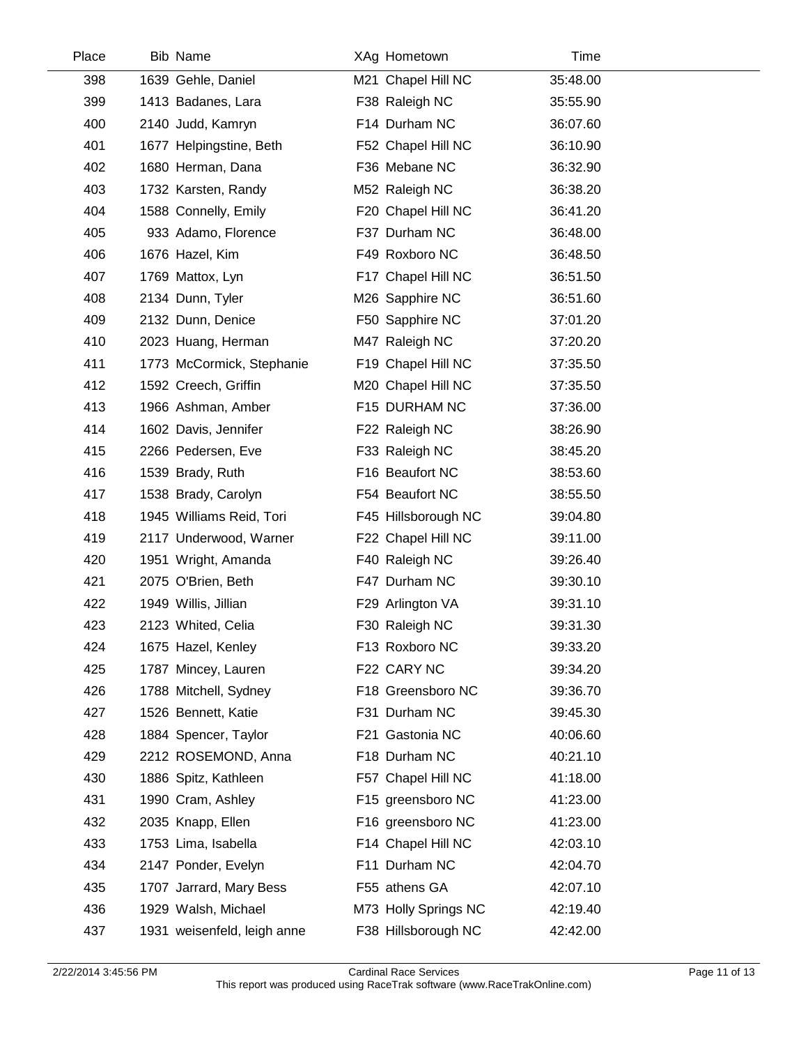| Place | Bib | Name | XAg | Hometown | Time |
|---|---|---|---|---|---|
| 398 | 1639 | Gehle, Daniel | M21 | Chapel Hill NC | 35:48.00 |
| 399 | 1413 | Badanes, Lara | F38 | Raleigh NC | 35:55.90 |
| 400 | 2140 | Judd, Kamryn | F14 | Durham NC | 36:07.60 |
| 401 | 1677 | Helpingstine, Beth | F52 | Chapel Hill NC | 36:10.90 |
| 402 | 1680 | Herman, Dana | F36 | Mebane NC | 36:32.90 |
| 403 | 1732 | Karsten, Randy | M52 | Raleigh NC | 36:38.20 |
| 404 | 1588 | Connelly, Emily | F20 | Chapel Hill NC | 36:41.20 |
| 405 | 933 | Adamo, Florence | F37 | Durham NC | 36:48.00 |
| 406 | 1676 | Hazel, Kim | F49 | Roxboro NC | 36:48.50 |
| 407 | 1769 | Mattox, Lyn | F17 | Chapel Hill NC | 36:51.50 |
| 408 | 2134 | Dunn, Tyler | M26 | Sapphire NC | 36:51.60 |
| 409 | 2132 | Dunn, Denice | F50 | Sapphire NC | 37:01.20 |
| 410 | 2023 | Huang, Herman | M47 | Raleigh NC | 37:20.20 |
| 411 | 1773 | McCormick, Stephanie | F19 | Chapel Hill NC | 37:35.50 |
| 412 | 1592 | Creech, Griffin | M20 | Chapel Hill NC | 37:35.50 |
| 413 | 1966 | Ashman, Amber | F15 | DURHAM NC | 37:36.00 |
| 414 | 1602 | Davis, Jennifer | F22 | Raleigh NC | 38:26.90 |
| 415 | 2266 | Pedersen, Eve | F33 | Raleigh NC | 38:45.20 |
| 416 | 1539 | Brady, Ruth | F16 | Beaufort NC | 38:53.60 |
| 417 | 1538 | Brady, Carolyn | F54 | Beaufort NC | 38:55.50 |
| 418 | 1945 | Williams Reid, Tori | F45 | Hillsborough NC | 39:04.80 |
| 419 | 2117 | Underwood, Warner | F22 | Chapel Hill NC | 39:11.00 |
| 420 | 1951 | Wright, Amanda | F40 | Raleigh NC | 39:26.40 |
| 421 | 2075 | O'Brien, Beth | F47 | Durham NC | 39:30.10 |
| 422 | 1949 | Willis, Jillian | F29 | Arlington VA | 39:31.10 |
| 423 | 2123 | Whited, Celia | F30 | Raleigh NC | 39:31.30 |
| 424 | 1675 | Hazel, Kenley | F13 | Roxboro NC | 39:33.20 |
| 425 | 1787 | Mincey, Lauren | F22 | CARY NC | 39:34.20 |
| 426 | 1788 | Mitchell, Sydney | F18 | Greensboro NC | 39:36.70 |
| 427 | 1526 | Bennett, Katie | F31 | Durham NC | 39:45.30 |
| 428 | 1884 | Spencer, Taylor | F21 | Gastonia NC | 40:06.60 |
| 429 | 2212 | ROSEMOND, Anna | F18 | Durham NC | 40:21.10 |
| 430 | 1886 | Spitz, Kathleen | F57 | Chapel Hill NC | 41:18.00 |
| 431 | 1990 | Cram, Ashley | F15 | greensboro NC | 41:23.00 |
| 432 | 2035 | Knapp, Ellen | F16 | greensboro NC | 41:23.00 |
| 433 | 1753 | Lima, Isabella | F14 | Chapel Hill NC | 42:03.10 |
| 434 | 2147 | Ponder, Evelyn | F11 | Durham NC | 42:04.70 |
| 435 | 1707 | Jarrard, Mary Bess | F55 | athens GA | 42:07.10 |
| 436 | 1929 | Walsh, Michael | M73 | Holly Springs NC | 42:19.40 |
| 437 | 1931 | weisenfeld, leigh anne | F38 | Hillsborough NC | 42:42.00 |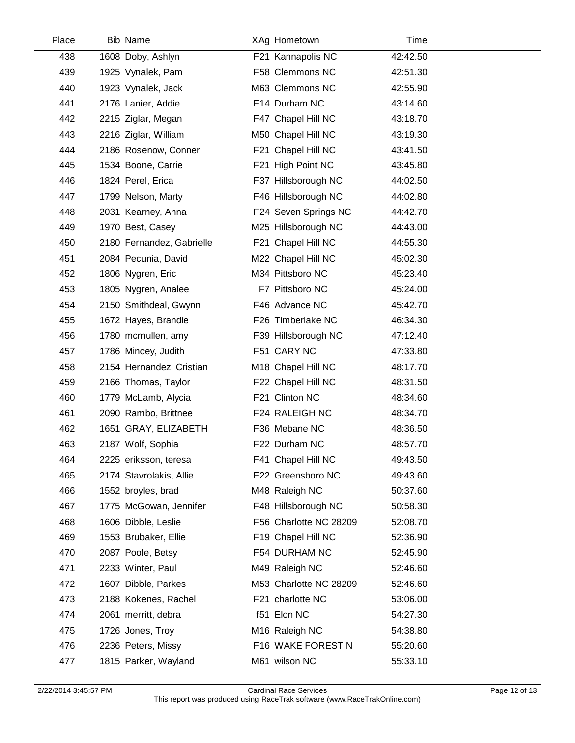| Place | Bib | Name | XAg | Hometown | Time |
|---|---|---|---|---|---|
| 438 | 1608 | Doby, Ashlyn | F21 | Kannapolis NC | 42:42.50 |
| 439 | 1925 | Vynalek, Pam | F58 | Clemmons NC | 42:51.30 |
| 440 | 1923 | Vynalek, Jack | M63 | Clemmons NC | 42:55.90 |
| 441 | 2176 | Lanier, Addie | F14 | Durham NC | 43:14.60 |
| 442 | 2215 | Ziglar, Megan | F47 | Chapel Hill NC | 43:18.70 |
| 443 | 2216 | Ziglar, William | M50 | Chapel Hill NC | 43:19.30 |
| 444 | 2186 | Rosenow, Conner | F21 | Chapel Hill NC | 43:41.50 |
| 445 | 1534 | Boone, Carrie | F21 | High Point NC | 43:45.80 |
| 446 | 1824 | Perel, Erica | F37 | Hillsborough NC | 44:02.50 |
| 447 | 1799 | Nelson, Marty | F46 | Hillsborough NC | 44:02.80 |
| 448 | 2031 | Kearney, Anna | F24 | Seven Springs NC | 44:42.70 |
| 449 | 1970 | Best, Casey | M25 | Hillsborough NC | 44:43.00 |
| 450 | 2180 | Fernandez, Gabrielle | F21 | Chapel Hill NC | 44:55.30 |
| 451 | 2084 | Pecunia, David | M22 | Chapel Hill NC | 45:02.30 |
| 452 | 1806 | Nygren, Eric | M34 | Pittsboro NC | 45:23.40 |
| 453 | 1805 | Nygren, Analee | F7 | Pittsboro NC | 45:24.00 |
| 454 | 2150 | Smithdeal, Gwynn | F46 | Advance NC | 45:42.70 |
| 455 | 1672 | Hayes, Brandie | F26 | Timberlake NC | 46:34.30 |
| 456 | 1780 | mcmullen, amy | F39 | Hillsborough NC | 47:12.40 |
| 457 | 1786 | Mincey, Judith | F51 | CARY NC | 47:33.80 |
| 458 | 2154 | Hernandez, Cristian | M18 | Chapel Hill NC | 48:17.70 |
| 459 | 2166 | Thomas, Taylor | F22 | Chapel Hill NC | 48:31.50 |
| 460 | 1779 | McLamb, Alycia | F21 | Clinton NC | 48:34.60 |
| 461 | 2090 | Rambo, Brittnee | F24 | RALEIGH NC | 48:34.70 |
| 462 | 1651 | GRAY, ELIZABETH | F36 | Mebane NC | 48:36.50 |
| 463 | 2187 | Wolf, Sophia | F22 | Durham NC | 48:57.70 |
| 464 | 2225 | eriksson, teresa | F41 | Chapel Hill NC | 49:43.50 |
| 465 | 2174 | Stavrolakis, Allie | F22 | Greensboro NC | 49:43.60 |
| 466 | 1552 | broyles, brad | M48 | Raleigh NC | 50:37.60 |
| 467 | 1775 | McGowan, Jennifer | F48 | Hillsborough NC | 50:58.30 |
| 468 | 1606 | Dibble, Leslie | F56 | Charlotte NC 28209 | 52:08.70 |
| 469 | 1553 | Brubaker, Ellie | F19 | Chapel Hill NC | 52:36.90 |
| 470 | 2087 | Poole, Betsy | F54 | DURHAM NC | 52:45.90 |
| 471 | 2233 | Winter, Paul | M49 | Raleigh NC | 52:46.60 |
| 472 | 1607 | Dibble, Parkes | M53 | Charlotte NC 28209 | 52:46.60 |
| 473 | 2188 | Kokenes, Rachel | F21 | charlotte NC | 53:06.00 |
| 474 | 2061 | merritt, debra | f51 | Elon NC | 54:27.30 |
| 475 | 1726 | Jones, Troy | M16 | Raleigh NC | 54:38.80 |
| 476 | 2236 | Peters, Missy | F16 | WAKE FOREST N | 55:20.60 |
| 477 | 1815 | Parker, Wayland | M61 | wilson NC | 55:33.10 |

2/22/2014 3:45:57 PM

Cardinal Race Services
This report was produced using RaceTrak software (www.RaceTrakOnline.com)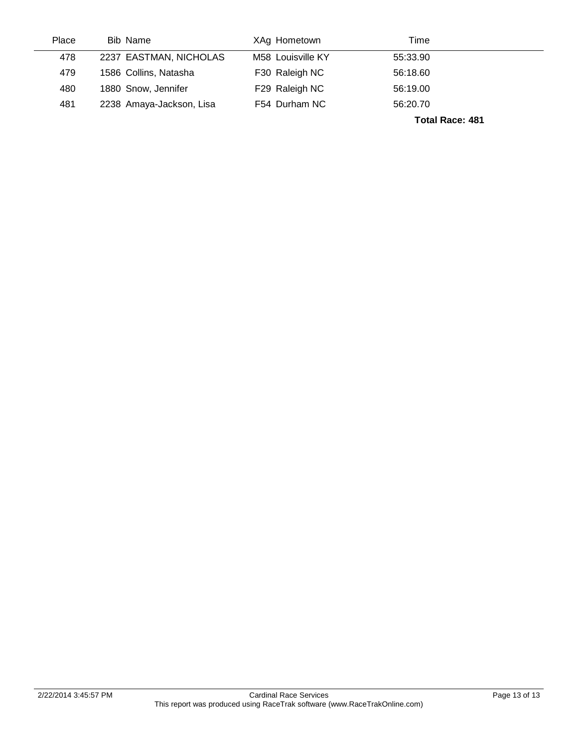| Place | Bib | Name | XAg | Hometown | Time |
|---|---|---|---|---|---|
| 478 | 2237 | EASTMAN, NICHOLAS | M58 | Louisville KY | 55:33.90 |
| 479 | 1586 | Collins, Natasha | F30 | Raleigh NC | 56:18.60 |
| 480 | 1880 | Snow, Jennifer | F29 | Raleigh NC | 56:19.00 |
| 481 | 2238 | Amaya-Jackson, Lisa | F54 | Durham NC | 56:20.70 |

**Total Race: 481**

2/22/2014 3:45:57 PM

Cardinal Race Services

This report was produced using RaceTrak software (www.RaceTrakOnline.com)